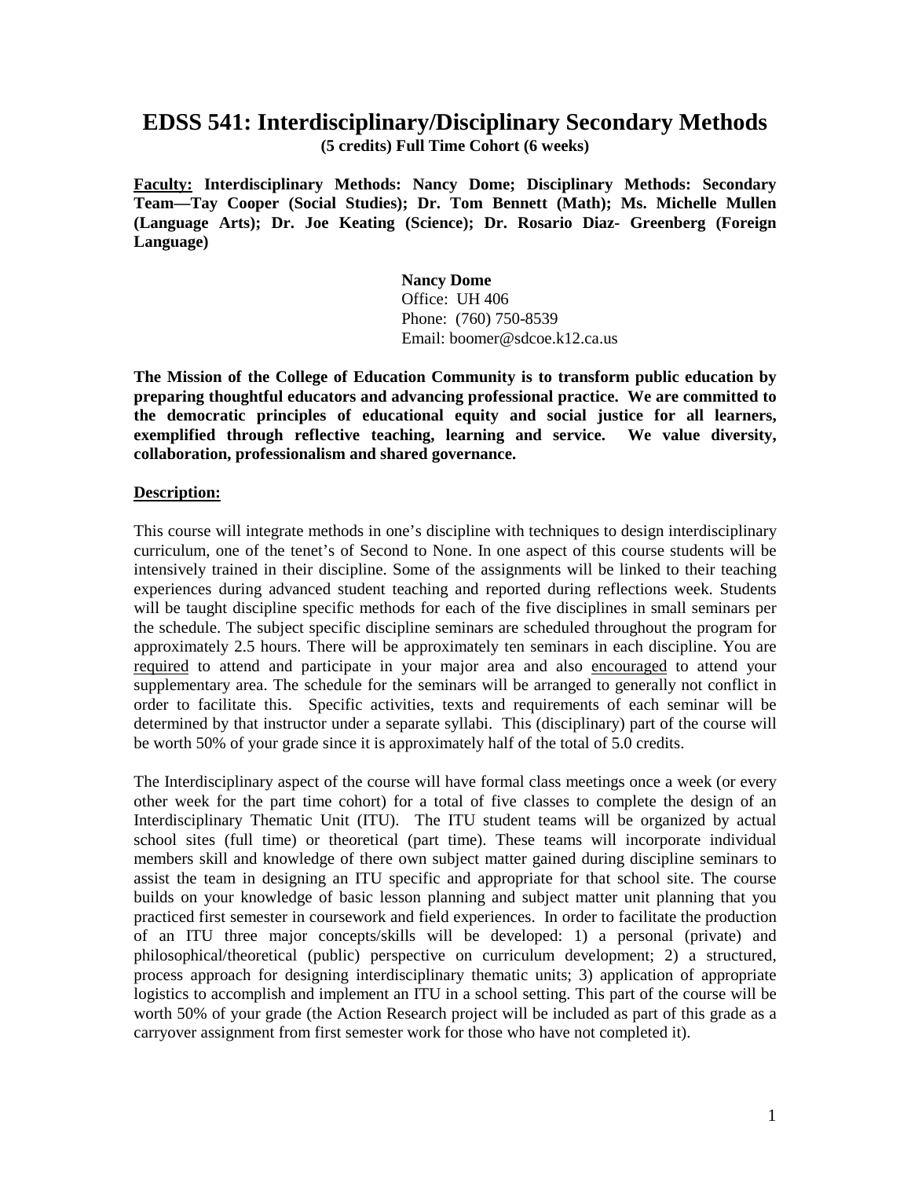# EDSS 541: Interdisciplinary/Disciplinary Secondary Methods

**(5 credits) Full Time Cohort (6 weeks)**

**Faculty: Interdisciplinary Methods: Nancy Dome; Disciplinary Methods: Secondary Team—Tay Cooper (Social Studies); Dr. Tom Bennett (Math); Ms. Michelle Mullen (Language Arts); Dr. Joe Keating (Science); Dr. Rosario Diaz- Greenberg (Foreign Language)**

**Nancy Dome**
Office: UH 406
Phone: (760) 750-8539
Email: boomer@sdcoe.k12.ca.us

**The Mission of the College of Education Community is to transform public education by preparing thoughtful educators and advancing professional practice. We are committed to the democratic principles of educational equity and social justice for all learners, exemplified through reflective teaching, learning and service. We value diversity, collaboration, professionalism and shared governance.**

## Description:

This course will integrate methods in one's discipline with techniques to design interdisciplinary curriculum, one of the tenet's of Second to None. In one aspect of this course students will be intensively trained in their discipline. Some of the assignments will be linked to their teaching experiences during advanced student teaching and reported during reflections week. Students will be taught discipline specific methods for each of the five disciplines in small seminars per the schedule. The subject specific discipline seminars are scheduled throughout the program for approximately 2.5 hours. There will be approximately ten seminars in each discipline. You are required to attend and participate in your major area and also encouraged to attend your supplementary area. The schedule for the seminars will be arranged to generally not conflict in order to facilitate this. Specific activities, texts and requirements of each seminar will be determined by that instructor under a separate syllabi. This (disciplinary) part of the course will be worth 50% of your grade since it is approximately half of the total of 5.0 credits.

The Interdisciplinary aspect of the course will have formal class meetings once a week (or every other week for the part time cohort) for a total of five classes to complete the design of an Interdisciplinary Thematic Unit (ITU). The ITU student teams will be organized by actual school sites (full time) or theoretical (part time). These teams will incorporate individual members skill and knowledge of there own subject matter gained during discipline seminars to assist the team in designing an ITU specific and appropriate for that school site. The course builds on your knowledge of basic lesson planning and subject matter unit planning that you practiced first semester in coursework and field experiences. In order to facilitate the production of an ITU three major concepts/skills will be developed: 1) a personal (private) and philosophical/theoretical (public) perspective on curriculum development; 2) a structured, process approach for designing interdisciplinary thematic units; 3) application of appropriate logistics to accomplish and implement an ITU in a school setting. This part of the course will be worth 50% of your grade (the Action Research project will be included as part of this grade as a carryover assignment from first semester work for those who have not completed it).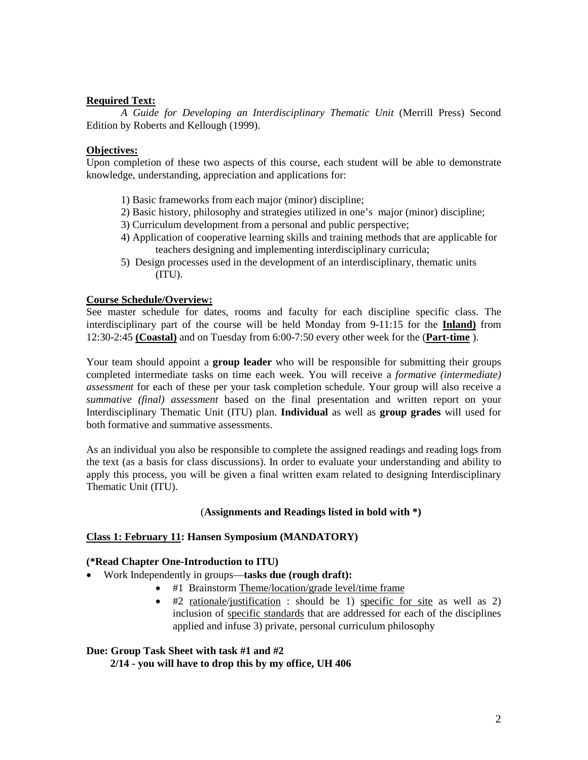**Required Text:**

*A Guide for Developing an Interdisciplinary Thematic Unit* (Merrill Press) Second Edition by Roberts and Kellough (1999).

**Objectives:**

Upon completion of these two aspects of this course, each student will be able to demonstrate knowledge, understanding, appreciation and applications for:

1) Basic frameworks from each major (minor) discipline;
2) Basic history, philosophy and strategies utilized in one's major (minor) discipline;
3) Curriculum development from a personal and public perspective;
4) Application of cooperative learning skills and training methods that are applicable for teachers designing and implementing interdisciplinary curricula;
5) Design processes used in the development of an interdisciplinary, thematic units (ITU).

**Course Schedule/Overview:**

See master schedule for dates, rooms and faculty for each discipline specific class. The interdisciplinary part of the course will be held Monday from 9-11:15 for the **Inland)** from 12:30-2:45 **(Coastal)** and on Tuesday from 6:00-7:50 every other week for the (**Part-time** ).

Your team should appoint a **group leader** who will be responsible for submitting their groups completed intermediate tasks on time each week. You will receive a *formative (intermediate) assessment* for each of these per your task completion schedule. Your group will also receive a *summative (final) assessment* based on the final presentation and written report on your Interdisciplinary Thematic Unit (ITU) plan. **Individual** as well as **group grades** will used for both formative and summative assessments.

As an individual you also be responsible to complete the assigned readings and reading logs from the text (as a basis for class discussions). In order to evaluate your understanding and ability to apply this process, you will be given a final written exam related to designing Interdisciplinary Thematic Unit (ITU).

(**Assignments and Readings listed in bold with \***)

**Class 1: February 11: Hansen Symposium (MANDATORY)**

**(\*Read Chapter One-Introduction to ITU)**

- Work Independently in groups—**tasks due (rough draft):**
  - #1 Brainstorm Theme/location/grade level/time frame
  - #2 rationale/justification : should be 1) specific for site as well as 2) inclusion of specific standards that are addressed for each of the disciplines applied and infuse 3) private, personal curriculum philosophy

**Due: Group Task Sheet with task #1 and #2**
**2/14 - you will have to drop this by my office, UH 406**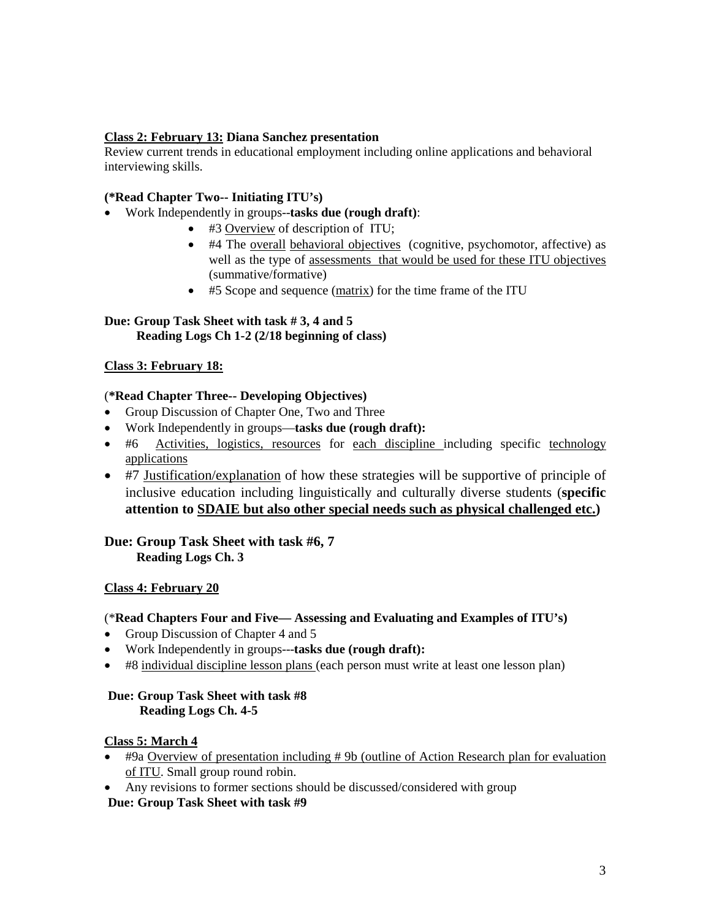**<u>Class 2: February 13:</u> Diana Sanchez presentation**
Review current trends in educational employment including online applications and behavioral interviewing skills.

**(*Read Chapter Two-- Initiating ITU's)**

- Work Independently in groups--**tasks due (rough draft)**:
    - #3 <u>Overview</u> of description of ITU;
    - #4 The <u>overall</u> <u>behavioral objectives</u> (cognitive, psychomotor, affective) as well as the type of <u>assessments that would be used for these ITU objectives</u> (summative/formative)
    - #5 Scope and sequence (<u>matrix</u>) for the time frame of the ITU

**Due: Group Task Sheet with task # 3, 4 and 5**
**Reading Logs Ch 1-2 (2/18 beginning of class)**

**<u>Class 3: February 18:</u>**

(**\*Read Chapter Three-- Developing Objectives)**

- Group Discussion of Chapter One, Two and Three
- Work Independently in groups—**tasks due (rough draft):**
- #6 <u>Activities, logistics, resources</u> for <u>each discipline</u> including specific <u>technology applications</u>
- #7 <u>Justification/explanation</u> of how these strategies will be supportive of principle of inclusive education including linguistically and culturally diverse students (**specific attention to <u>SDAIE but also other special needs such as physical challenged etc.</u>)**

**Due: Group Task Sheet with task #6, 7**
**Reading Logs Ch. 3**

**<u>Class 4: February 20</u>**

(\***Read Chapters Four and Five— Assessing and Evaluating and Examples of ITU's)**

- Group Discussion of Chapter 4 and 5
- Work Independently in groups---**tasks due (rough draft):**
- #8 <u>individual discipline lesson plans</u> (each person must write at least one lesson plan)

**Due: Group Task Sheet with task #8**
**Reading Logs Ch. 4-5**

**<u>Class 5: March 4</u>**

- #9a <u>Overview of presentation including # 9b (outline of Action Research plan for evaluation of ITU</u>. Small group round robin.
- Any revisions to former sections should be discussed/considered with group

**Due: Group Task Sheet with task #9**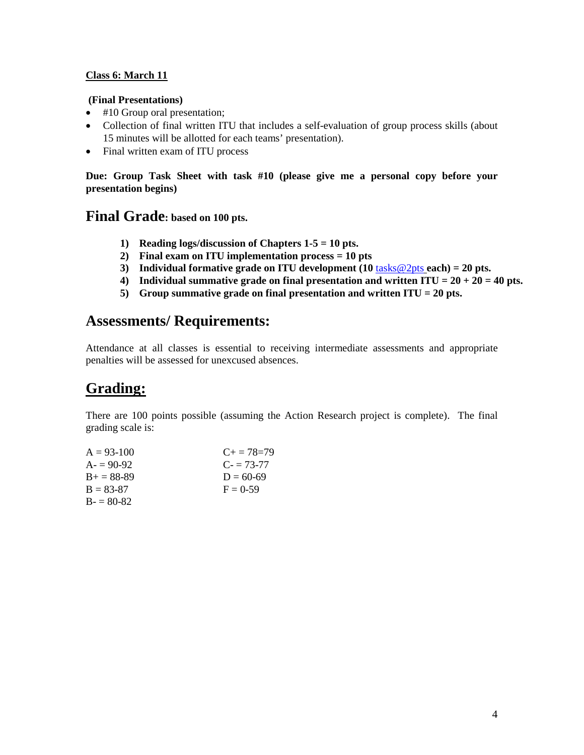**Class 6: March 11**

**(Final Presentations)**

- #10 Group oral presentation;
- Collection of final written ITU that includes a self-evaluation of group process skills (about 15 minutes will be allotted for each teams' presentation).
- Final written exam of ITU process

**Due: Group Task Sheet with task #10 (please give me a personal copy before your presentation begins)**

# Final Grade: based on 100 pts.

1) **Reading logs/discussion of Chapters 1-5 = 10 pts.**
2) **Final exam on ITU implementation process = 10 pts**
3) **Individual formative grade on ITU development (10 tasks@2pts each) = 20 pts.**
4) **Individual summative grade on final presentation and written ITU = 20 + 20 = 40 pts.**
5) **Group summative grade on final presentation and written ITU = 20 pts.**

# Assessments/ Requirements:

Attendance at all classes is essential to receiving intermediate assessments and appropriate penalties will be assessed for unexcused absences.

# Grading:

There are 100 points possible (assuming the Action Research project is complete). The final grading scale is:

| | |
|---|---|
| A = 93-100 | C+ = 78=79 |
| A- = 90-92 | C- = 73-77 |
| B+ = 88-89 | D = 60-69 |
| B = 83-87 | F = 0-59 |
| B- = 80-82 | |